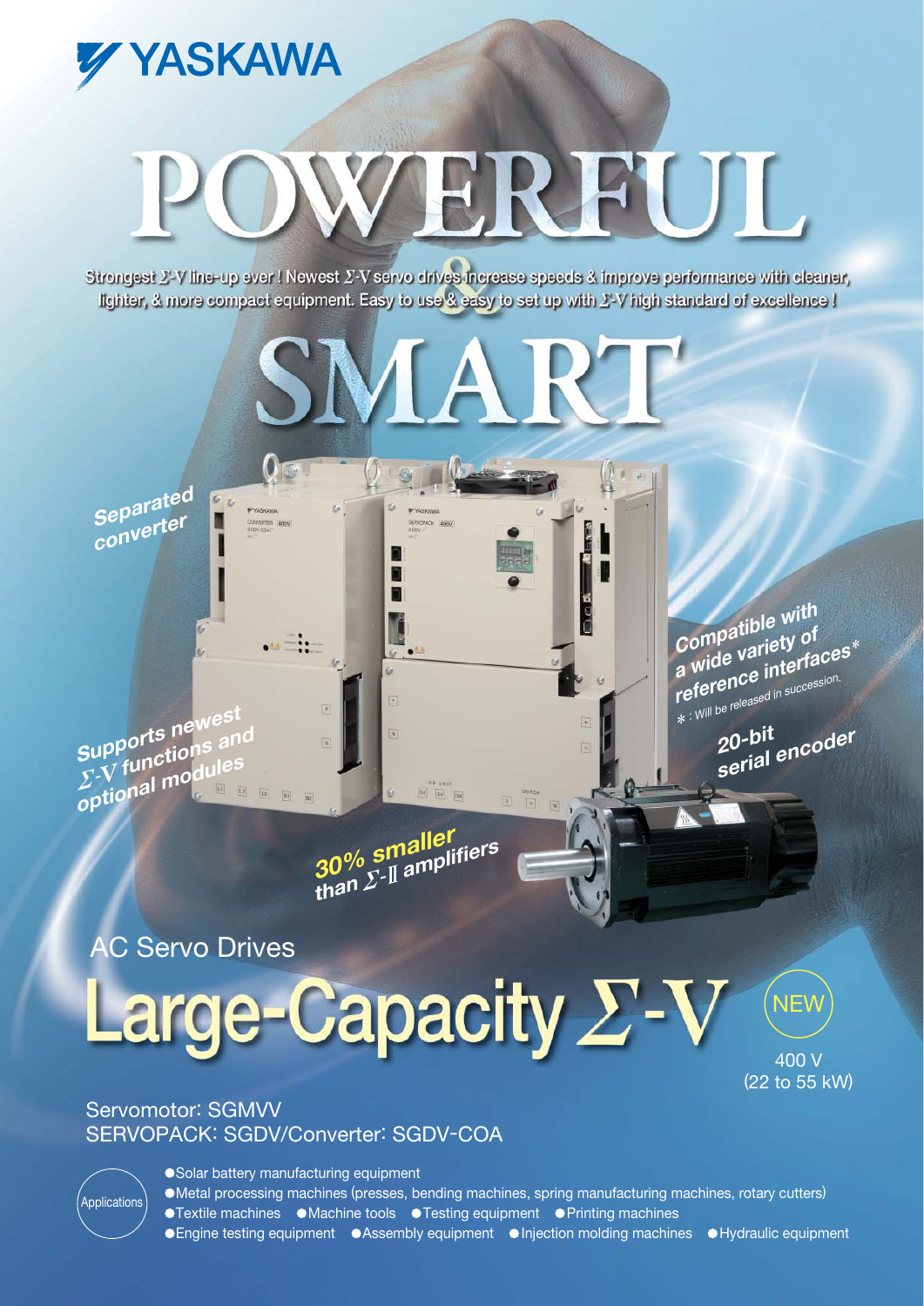YASKAWA

# POWERFUL

Strongest Σ-V line-up ever ! Newest Σ-V servo drives increase speeds & improve performance with cleaner, lighter, & more compact equipment. Easy to use & easy to set up with Σ-V high standard of excellence !

# & SMART

*Separated converter*

*Compatible with a wide variety of reference interfaces**

* : Will be released in succession.

*20-bit serial encoder*

*Supports newest Σ-V functions and optional modules*

*30% smaller than Σ-II amplifiers*

## AC Servo Drives

# Large-Capacity Σ-V

NEW

400 V (22 to 55 kW)

Servomotor: SGMVV
SERVOPACK: SGDV/Converter: SGDV-COA

Applications

- Solar battery manufacturing equipment
- Metal processing machines (presses, bending machines, spring manufacturing machines, rotary cutters)
- Textile machines
- Machine tools
- Testing equipment
- Printing machines
- Engine testing equipment
- Assembly equipment
- Injection molding machines
- Hydraulic equipment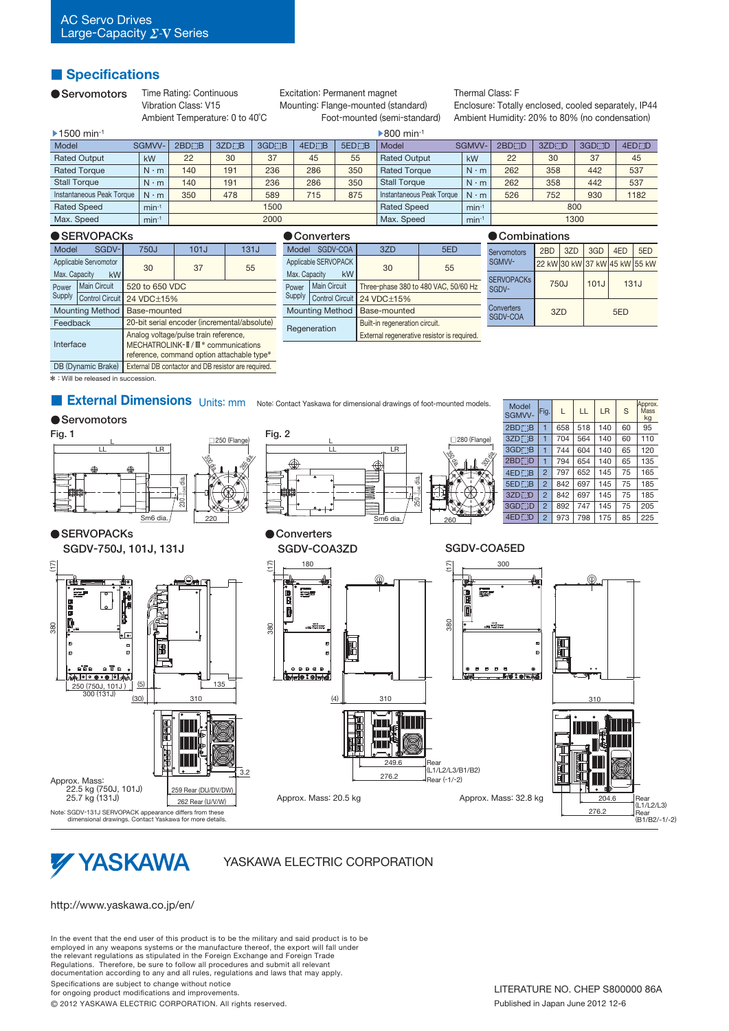AC Servo Drives
Large-Capacity Σ-V Series

## Specifications

### ● Servomotors

Time Rating: Continuous
Vibration Class: V15
Ambient Temperature: 0 to 40˚C

Excitation: Permanent magnet
Mounting: Flange-mounted (standard)
Foot-mounted (semi-standard)

Thermal Class: F
Enclosure: Totally enclosed, cooled separately, IP44
Ambient Humidity: 20% to 80% (no condensation)

▶1500 min-1

| Model | SGMVV- | 2BD□B | 3ZD□B | 3GD□B | 4ED□B | 5ED□B |
|---|---|---|---|---|---|---|
| Rated Output | kW | 22 | 30 | 37 | 45 | 55 |
| Rated Torque | N・m | 140 | 191 | 236 | 286 | 350 |
| Stall Torque | N・m | 140 | 191 | 236 | 286 | 350 |
| Instantaneous Peak Torque | N・m | 350 | 478 | 589 | 715 | 875 |
| Rated Speed | min-1 | 1500 | | | | |
| Max. Speed | min-1 | 2000 | | | | |

▶800 min-1

| Model | SGMVV- | 2BD□D | 3ZD□D | 3GD□D | 4ED□D |
|---|---|---|---|---|---|
| Rated Output | kW | 22 | 30 | 37 | 45 |
| Rated Torque | N・m | 262 | 358 | 442 | 537 |
| Stall Torque | N・m | 262 | 358 | 442 | 537 |
| Instantaneous Peak Torque | N・m | 526 | 752 | 930 | 1182 |
| Rated Speed | min-1 | 800 | | | |
| Max. Speed | min-1 | 1300 | | | |

### ● SERVOPACKs

| Model | SGDV- | 750J | 101J | 131J |
|---|---|---|---|---|
| Applicable Servomotor Max. Capacity | kW | 30 | 37 | 55 |
| Power Supply | Main Circuit | 520 to 650 VDC | | |
| | Control Circuit | 24 VDC±15% | | |
| Mounting Method | | Base-mounted | | |
| Feedback | | 20-bit serial encoder (incremental/absolute) | | |
| Interface | | Analog voltage/pulse train reference, MECHATROLINK-II / III * communications reference, command option attachable type* | | |
| DB (Dynamic Brake) | | External DB contactor and DB resistor are required. | | |

* : Will be released in succession.

### ● Converters

| Model | SGDV-COA | 3ZD | 5ED |
|---|---|---|---|
| Applicable SERVOPACK Max. Capacity | kW | 30 | 55 |
| Power Supply | Main Circuit | Three-phase 380 to 480 VAC, 50/60 Hz | |
| | Control Circuit | 24 VDC±15% | |
| Mounting Method | | Base-mounted | |
| Regeneration | | Built-in regeneration circuit. External regenerative resistor is required. | |

### ● Combinations

| Servomotors SGMVV- | 2BD | 3ZD | 3GD | 4ED | 5ED |
|---|---|---|---|---|---|
| | 22 kW | 30 kW | 37 kW | 45 kW | 55 kW |
| SERVOPACKs SGDV- | 750J | | 101J | 131J | |
| Converters SGDV-COA | 3ZD | | 5ED | | |

## External Dimensions Units: mm

Note: Contact Yaskawa for dimensional drawings of foot-mounted models.

### ● Servomotors

Fig. 1

L, LL, LR, □250 (Flange), 300 dia., 265 dia., 230 0/-0.046 dia., Sm6 dia., 220

Fig. 2

L, LL, LR, □280 (Flange), 350 dia., 300 dia., 250 0/-0.046 dia., Sm6 dia., 260

| Model SGMVV- | Fig. | L | LL | LR | S | Approx. Mass kg |
|---|---|---|---|---|---|---|
| 2BD□B | 1 | 658 | 518 | 140 | 60 | 95 |
| 3ZD□B | 1 | 704 | 564 | 140 | 60 | 110 |
| 3GD□B | 1 | 744 | 604 | 140 | 65 | 120 |
| 2BD□D | 1 | 794 | 654 | 140 | 65 | 135 |
| 4ED□B | 2 | 797 | 652 | 145 | 75 | 165 |
| 5ED□B | 2 | 842 | 697 | 145 | 75 | 185 |
| 3ZD□D | 2 | 842 | 697 | 145 | 75 | 185 |
| 3GD□D | 2 | 892 | 747 | 145 | 75 | 205 |
| 4ED□D | 2 | 973 | 798 | 175 | 85 | 225 |

### ● SERVOPACKs

#### SGDV-750J, 101J, 131J

(17), 380, 250 (750J, 101J), 300 (131J), (5), 135, (30), 310, 3.2, 259 Rear (DU/DV/DW), 262 Rear (U/V/W)

Approx. Mass:
22.5 kg (750J, 101J)
25.7 kg (131J)

Note: SGDV-131J SERVOPACK appearance differs from these dimensional drawings. Contact Yaskawa for more details.

### ● Converters

#### SGDV-COA3ZD

(17), 180, 380, (4), 310, 249.6, 276.2, Rear (L1/L2/L3/B1/B2), Rear (-1/-2)

Approx. Mass: 20.5 kg

#### SGDV-COA5ED

(17), 300, 380, 310, 204.6, 276.2, Rear (L1/L2/L3), Rear (B1/B2/-1/-2)

Approx. Mass: 32.8 kg

YASKAWA

YASKAWA ELECTRIC CORPORATION

http://www.yaskawa.co.jp/en/

In the event that the end user of this product is to be the military and said product is to be employed in any weapons systems or the manufacture thereof, the export will fall under the relevant regulations as stipulated in the Foreign Exchange and Foreign Trade Regulations. Therefore, be sure to follow all procedures and submit all relevant documentation according to any and all rules, regulations and laws that may apply.

Specifications are subject to change without notice for ongoing product modifications and improvements.

© 2012 YASKAWA ELECTRIC CORPORATION. All rights reserved.

LITERATURE NO. CHEP S800000 86A
Published in Japan June 2012 12-6